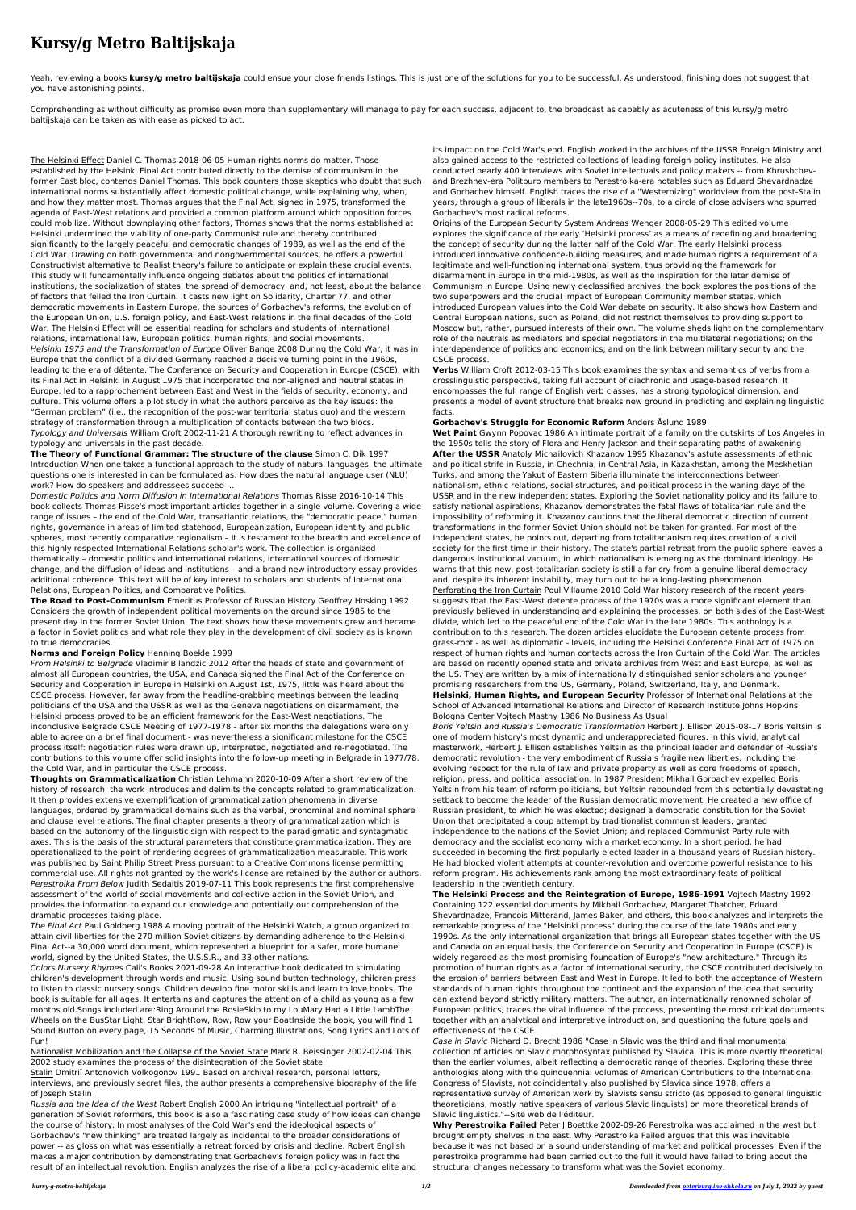# Kursy/g Metro Baltijskaja

Yeah, reviewing a books **kursy/g metro baltijskaja** could ensue your close friends listings. This is just one of the solutions for you to be successful. As understood, finishing does not suggest that you have astonishing points.

Comprehending as without difficulty as promise even more than supplementary will manage to pay for each success. adjacent to, the broadcast as capably as acuteness of this kursy/g metro baltijskaja can be taken as with ease as picked to act.

The Helsinki Effect Daniel C. Thomas 2018-06-05 Human rights norms do matter. Those established by the Helsinki Final Act contributed directly to the demise of communism in the former East bloc, contends Daniel Thomas. This book counters those skeptics who doubt that such international norms substantially affect domestic political change, while explaining why, when, and how they matter most. Thomas argues that the Final Act, signed in 1975, transformed the agenda of East-West relations and provided a common platform around which opposition forces could mobilize. Without downplaying other factors, Thomas shows that the norms established at Helsinki undermined the viability of one-party Communist rule and thereby contributed significantly to the largely peaceful and democratic changes of 1989, as well as the end of the Cold War. Drawing on both governmental and nongovernmental sources, he offers a powerful Constructivist alternative to Realist theory's failure to anticipate or explain these crucial events. This study will fundamentally influence ongoing debates about the politics of international institutions, the socialization of states, the spread of democracy, and, not least, about the balance of factors that felled the Iron Curtain. It casts new light on Solidarity, Charter 77, and other democratic movements in Eastern Europe, the sources of Gorbachev's reforms, the evolution of the European Union, U.S. foreign policy, and East-West relations in the final decades of the Cold War. The Helsinki Effect will be essential reading for scholars and students of international relations, international law, European politics, human rights, and social movements.

*Helsinki 1975 and the Transformation of Europe* Oliver Bange 2008 During the Cold War, it was in Europe that the conflict of a divided Germany reached a decisive turning point in the 1960s, leading to the era of détente. The Conference on Security and Cooperation in Europe (CSCE), with its Final Act in Helsinki in August 1975 that incorporated the non-aligned and neutral states in Europe, led to a rapprochement between East and West in the fields of security, economy, and culture. This volume offers a pilot study in what the authors perceive as the key issues: the "German problem" (i.e., the recognition of the post-war territorial status quo) and the western strategy of transformation through a multiplication of contacts between the two blocs.

*Typology and Universals* William Croft 2002-11-21 A thorough rewriting to reflect advances in typology and universals in the past decade.

**The Theory of Functional Grammar: The structure of the clause** Simon C. Dik 1997 Introduction When one takes a functional approach to the study of natural languages, the ultimate questions one is interested in can be formulated as: How does the natural language user (NLU) work? How do speakers and addressees succeed ...

*Domestic Politics and Norm Diffusion in International Relations* Thomas Risse 2016-10-14 This book collects Thomas Risse's most important articles together in a single volume. Covering a wide range of issues – the end of the Cold War, transatlantic relations, the "democratic peace," human rights, governance in areas of limited statehood, Europeanization, European identity and public spheres, most recently comparative regionalism – it is testament to the breadth and excellence of this highly respected International Relations scholar's work. The collection is organized thematically – domestic politics and international relations, international sources of domestic change, and the diffusion of ideas and institutions – and a brand new introductory essay provides additional coherence. This text will be of key interest to scholars and students of International Relations, European Politics, and Comparative Politics.

**The Road to Post-Communism** Emeritus Professor of Russian History Geoffrey Hosking 1992 Considers the growth of independent political movements on the ground since 1985 to the present day in the former Soviet Union. The text shows how these movements grew and became a factor in Soviet politics and what role they play in the development of civil society as is known to true democracies.

**Norms and Foreign Policy** Henning Boekle 1999

*From Helsinki to Belgrade* Vladimir Bilandzic 2012 After the heads of state and government of almost all European countries, the USA, and Canada signed the Final Act of the Conference on Security and Cooperation in Europe in Helsinki on August 1st, 1975, little was heard about the CSCE process. However, far away from the headline-grabbing meetings between the leading politicians of the USA and the USSR as well as the Geneva negotiations on disarmament, the Helsinki process proved to be an efficient framework for the East-West negotiations. The inconclusive Belgrade CSCE Meeting of 1977-1978 - after six months the delegations were only able to agree on a brief final document - was nevertheless a significant milestone for the CSCE process itself: negotiation rules were drawn up, interpreted, negotiated and re-negotiated. The contributions to this volume offer solid insights into the follow-up meeting in Belgrade in 1977/78, the Cold War, and in particular the CSCE process.

**Thoughts on Grammaticalization** Christian Lehmann 2020-10-09 After a short review of the history of research, the work introduces and delimits the concepts related to grammaticalization. It then provides extensive exemplification of grammaticalization phenomena in diverse languages, ordered by grammatical domains such as the verbal, pronominal and nominal sphere and clause level relations. The final chapter presents a theory of grammaticalization which is based on the autonomy of the linguistic sign with respect to the paradigmatic and syntagmatic axes. This is the basis of the structural parameters that constitute grammaticalization. They are operationalized to the point of rendering degrees of grammaticalization measurable. This work was published by Saint Philip Street Press pursuant to a Creative Commons license permitting commercial use. All rights not granted by the work's license are retained by the author or authors.

*Perestroika From Below* Judith Sedaitis 2019-07-11 This book represents the first comprehensive assessment of the world of social movements and collective action in the Soviet Union, and provides the information to expand our knowledge and potentially our comprehension of the dramatic processes taking place.

*The Final Act* Paul Goldberg 1988 A moving portrait of the Helsinki Watch, a group organized to attain civil liberties for the 270 million Soviet citizens by demanding adherence to the Helsinki Final Act--a 30,000 word document, which represented a blueprint for a safer, more humane world, signed by the United States, the U.S.S.R., and 33 other nations.

*Colors Nursery Rhymes* Cali's Books 2021-09-28 An interactive book dedicated to stimulating children's development through words and music. Using sound button technology, children press to listen to classic nursery songs. Children develop fine motor skills and learn to love books. The book is suitable for all ages. It entertains and captures the attention of a child as young as a few months old.Songs included are:Ring Around the RosieSkip to my LouMary Had a Little LambThe Wheels on the BusStar Light, Star BrightRow, Row, Row your BoatInside the book, you will find 1 Sound Button on every page, 15 Seconds of Music, Charming Illustrations, Song Lyrics and Lots of Fun!

Nationalist Mobilization and the Collapse of the Soviet State Mark R. Beissinger 2002-02-04 This 2002 study examines the process of the disintegration of the Soviet state.

Stalin Dmitriĭ Antonovich Volkogonov 1991 Based on archival research, personal letters, interviews, and previously secret files, the author presents a comprehensive biography of the life of Joseph Stalin

*Russia and the Idea of the West* Robert English 2000 An intriguing "intellectual portrait" of a generation of Soviet reformers, this book is also a fascinating case study of how ideas can change the course of history. In most analyses of the Cold War's end the ideological aspects of Gorbachev's "new thinking" are treated largely as incidental to the broader considerations of power -- as gloss on what was essentially a retreat forced by crisis and decline. Robert English makes a major contribution by demonstrating that Gorbachev's foreign policy was in fact the result of an intellectual revolution. English analyzes the rise of a liberal policy-academic elite and its impact on the Cold War's end. English worked in the archives of the USSR Foreign Ministry and also gained access to the restricted collections of leading foreign-policy institutes. He also conducted nearly 400 interviews with Soviet intellectuals and policy makers -- from Khrushchev- and Brezhnev-era Politburo members to Perestroika-era notables such as Eduard Shevardnadze and Gorbachev himself. English traces the rise of a "Westernizing" worldview from the post-Stalin years, through a group of liberals in the late1960s--70s, to a circle of close advisers who spurred Gorbachev's most radical reforms.

Origins of the European Security System Andreas Wenger 2008-05-29 This edited volume explores the significance of the early 'Helsinki process' as a means of redefining and broadening the concept of security during the latter half of the Cold War. The early Helsinki process introduced innovative confidence-building measures, and made human rights a requirement of a legitimate and well-functioning international system, thus providing the framework for disarmament in Europe in the mid-1980s, as well as the inspiration for the later demise of Communism in Europe. Using newly declassified archives, the book explores the positions of the two superpowers and the crucial impact of European Community member states, which introduced European values into the Cold War debate on security. It also shows how Eastern and Central European nations, such as Poland, did not restrict themselves to providing support to Moscow but, rather, pursued interests of their own. The volume sheds light on the complementary role of the neutrals as mediators and special negotiators in the multilateral negotiations; on the interdependence of politics and economics; and on the link between military security and the CSCE process.

**Verbs** William Croft 2012-03-15 This book examines the syntax and semantics of verbs from a crosslinguistic perspective, taking full account of diachronic and usage-based research. It encompasses the full range of English verb classes, has a strong typological dimension, and presents a model of event structure that breaks new ground in predicting and explaining linguistic facts.

**Gorbachev's Struggle for Economic Reform** Anders Åslund 1989

**Wet Paint** Gwynn Popovac 1986 An intimate portrait of a family on the outskirts of Los Angeles in the 1950s tells the story of Flora and Henry Jackson and their separating paths of awakening

**After the USSR** Anatoly Michailovich Khazanov 1995 Khazanov's astute assessments of ethnic and political strife in Russia, in Chechnia, in Central Asia, in Kazakhstan, among the Meskhetian Turks, and among the Yakut of Eastern Siberia illuminate the interconnections between nationalism, ethnic relations, social structures, and political process in the waning days of the USSR and in the new independent states. Exploring the Soviet nationality policy and its failure to satisfy national aspirations, Khazanov demonstrates the fatal flaws of totalitarian rule and the impossibility of reforming it. Khazanov cautions that the liberal democratic direction of current transformations in the former Soviet Union should not be taken for granted. For most of the independent states, he points out, departing from totalitarianism requires creation of a civil society for the first time in their history. The state's partial retreat from the public sphere leaves a dangerous institutional vacuum, in which nationalism is emerging as the dominant ideology. He warns that this new, post-totalitarian society is still a far cry from a genuine liberal democracy and, despite its inherent instability, may turn out to be a long-lasting phenomenon.

Perforating the Iron Curtain Poul Villaume 2010 Cold War history research of the recent years suggests that the East-West detente process of the 1970s was a more significant element than previously believed in understanding and explaining the processes, on both sides of the East-West divide, which led to the peaceful end of the Cold War in the late 1980s. This anthology is a contribution to this research. The dozen articles elucidate the European detente process from grass-root - as well as diplomatic - levels, including the Helsinki Conference Final Act of 1975 on respect of human rights and human contacts across the Iron Curtain of the Cold War. The articles are based on recently opened state and private archives from West and East Europe, as well as the US. They are written by a mix of internationally distinguished senior scholars and younger promising researchers from the US, Germany, Poland, Switzerland, Italy, and Denmark.

**Helsinki, Human Rights, and European Security** Professor of International Relations at the School of Advanced International Relations and Director of Research Institute Johns Hopkins Bologna Center Vojtech Mastny 1986 No Business As Usual

*Boris Yeltsin and Russia's Democratic Transformation* Herbert J. Ellison 2015-08-17 Boris Yeltsin is one of modern history's most dynamic and underappreciated figures. In this vivid, analytical masterwork, Herbert J. Ellison establishes Yeltsin as the principal leader and defender of Russia's democratic revolution - the very embodiment of Russia's fragile new liberties, including the evolving respect for the rule of law and private property as well as core freedoms of speech, religion, press, and political association. In 1987 President Mikhail Gorbachev expelled Boris Yeltsin from his team of reform politicians, but Yeltsin rebounded from this potentially devastating setback to become the leader of the Russian democratic movement. He created a new office of Russian president, to which he was elected; designed a democratic constitution for the Soviet Union that precipitated a coup attempt by traditionalist communist leaders; granted independence to the nations of the Soviet Union; and replaced Communist Party rule with democracy and the socialist economy with a market economy. In a short period, he had succeeded in becoming the first popularly elected leader in a thousand years of Russian history. He had blocked violent attempts at counter-revolution and overcome powerful resistance to his reform program. His achievements rank among the most extraordinary feats of political leadership in the twentieth century.

**The Helsinki Process and the Reintegration of Europe, 1986-1991** Vojtech Mastny 1992 Containing 122 essential documents by Mikhail Gorbachev, Margaret Thatcher, Eduard Shevardnadze, Francois Mitterand, James Baker, and others, this book analyzes and interprets the remarkable progress of the "Helsinki process" during the course of the late 1980s and early 1990s. As the only international organization that brings all European states together with the US and Canada on an equal basis, the Conference on Security and Cooperation in Europe (CSCE) is widely regarded as the most promising foundation of Europe's "new architecture." Through its promotion of human rights as a factor of international security, the CSCE contributed decisively to the erosion of barriers between East and West in Europe. It led to both the acceptance of Western standards of human rights throughout the continent and the expansion of the idea that security can extend beyond strictly military matters. The author, an internationally renowned scholar of European politics, traces the vital influence of the process, presenting the most critical documents together with an analytical and interpretive introduction, and questioning the future goals and effectiveness of the CSCE.

*Case in Slavic* Richard D. Brecht 1986 "Case in Slavic was the third and final monumental collection of articles on Slavic morphosyntax published by Slavica. This is more overtly theoretical than the earlier volumes, albeit reflecting a democratic range of theories. Exploring these three anthologies along with the quinquennial volumes of American Contributions to the International Congress of Slavists, not coincidentally also published by Slavica since 1978, offers a representative survey of American work by Slavists sensu stricto (as opposed to general linguistic theoreticians, mostly native speakers of various Slavic linguists) on more theoretical brands of Slavic linguistics."--Site web de l'éditeur.

**Why Perestroika Failed** Peter J Boettke 2002-09-26 Perestroika was acclaimed in the west but brought empty shelves in the east. Why Perestroika Failed argues that this was inevitable because it was not based on a sound understanding of market and political processes. Even if the perestroika programme had been carried out to the full it would have failed to bring about the structural changes necessary to transform what was the Soviet economy.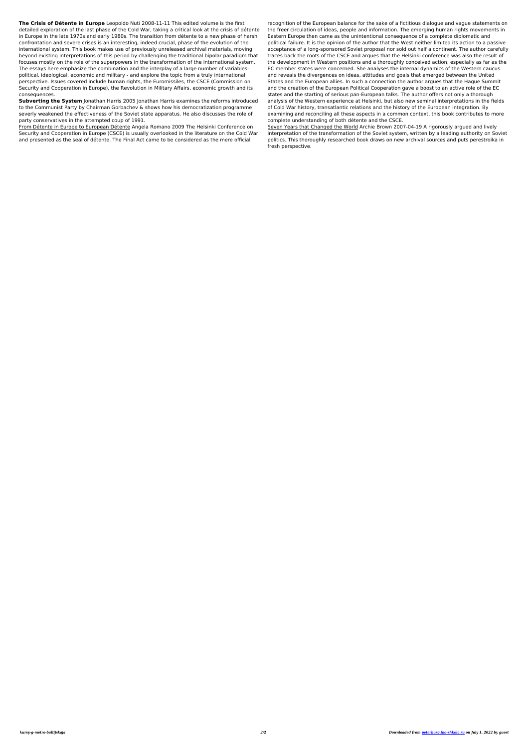**The Crisis of Détente in Europe** Leopoldo Nuti 2008-11-11 This edited volume is the first detailed exploration of the last phase of the Cold War, taking a critical look at the crisis of détente in Europe in the late 1970s and early 1980s. The transition from détente to a new phase of harsh confrontation and severe crises is an interesting, indeed crucial, phase of the evolution of the international system. This book makes use of previously unreleased archival materials, moving beyond existing interpretations of this period by challenging the traditional bipolar paradigm that focuses mostly on the role of the superpowers in the transformation of the international system. The essays here emphasize the combination and the interplay of a large number of variables-political, ideological, economic and military - and explore the topic from a truly international perspective. Issues covered include human rights, the Euromissiles, the CSCE (Commission on Security and Cooperation in Europe), the Revolution in Military Affairs, economic growth and its consequences.

**Subverting the System** Jonathan Harris 2005 Jonathan Harris examines the reforms introduced to the Communist Party by Chairman Gorbachev & shows how his democratization programme severly weakened the effectiveness of the Soviet state apparatus. He also discusses the role of party conservatives in the attempted coup of 1991.

From Détente in Europe to European Détente Angela Romano 2009 The Helsinki Conference on Security and Cooperation in Europe (CSCE) is usually overlooked in the literature on the Cold War and presented as the seal of détente. The Final Act came to be considered as the mere official recognition of the European balance for the sake of a fictitious dialogue and vague statements on the freer circulation of ideas, people and information. The emerging human rights movements in Eastern Europe then came as the unintentional consequence of a complete diplomatic and political failure. It is the opinion of the author that the West neither limited its action to a passive acceptance of a long-sponsored Soviet proposal nor sold out half a continent. The author carefully traces back the roots of the CSCE and argues that the Helsinki conference was also the result of the development in Western positions and a thoroughly conceived action, especially as far as the EC member states were concerned. She analyses the internal dynamics of the Western caucus and reveals the divergences on ideas, attitudes and goals that emerged between the United States and the European allies. In such a connection the author argues that the Hague Summit and the creation of the European Political Cooperation gave a boost to an active role of the EC states and the starting of serious pan-European talks. The author offers not only a thorough analysis of the Western experience at Helsinki, but also new seminal interpretations in the fields of Cold War history, transatlantic relations and the history of the European integration. By examining and reconciling all these aspects in a common context, this book contributes to more complete understanding of both détente and the CSCE.

Seven Years that Changed the World Archie Brown 2007-04-19 A rigorously argued and lively interpretation of the transformation of the Soviet system, written by a leading authority on Soviet politics. This thoroughly researched book draws on new archival sources and puts perestroika in fresh perspective.